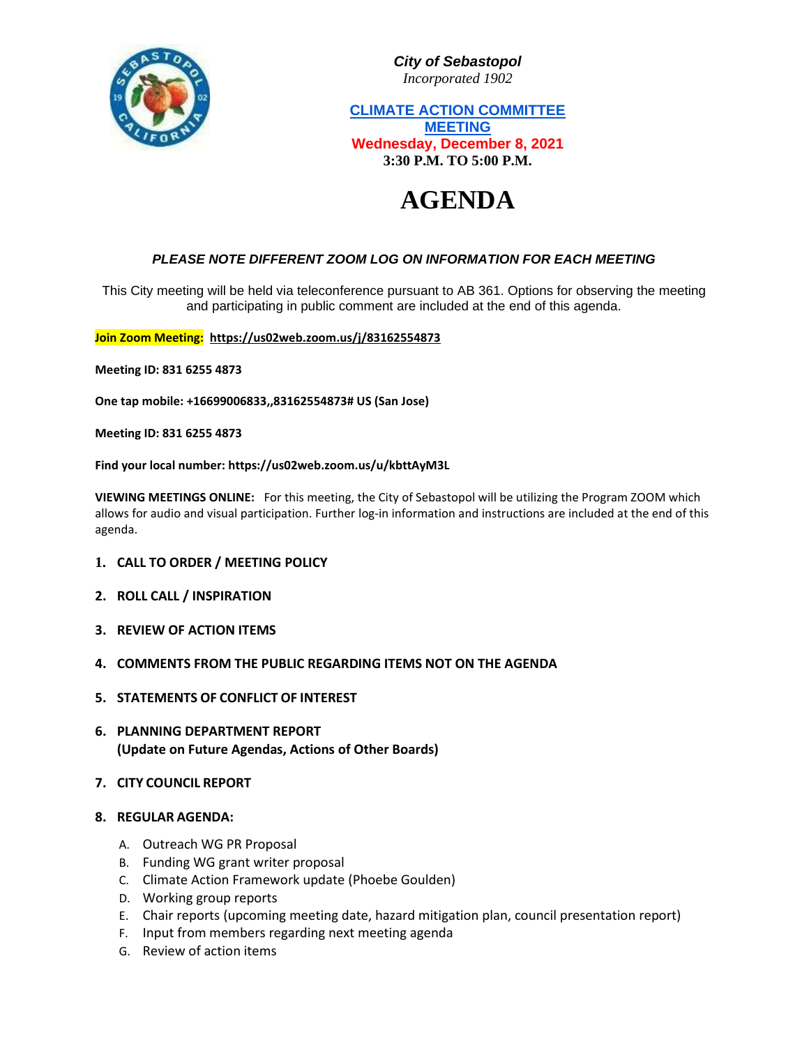**_City of Sebastopol_**
_Incorporated 1902_

**CLIMATE ACTION COMMITTEE MEETING**
**Wednesday, December 8, 2021**
**3:30 P.M. TO 5:00 P.M.**

# AGENDA

**_PLEASE NOTE DIFFERENT ZOOM LOG ON INFORMATION FOR EACH MEETING_**

This City meeting will be held via teleconference pursuant to AB 361. Options for observing the meeting and participating in public comment are included at the end of this agenda.

**Join Zoom Meeting:** **https://us02web.zoom.us/j/83162554873**

**Meeting ID: 831 6255 4873**

**One tap mobile: +16699006833,,83162554873# US (San Jose)**

**Meeting ID: 831 6255 4873**

**Find your local number: https://us02web.zoom.us/u/kbttAyM3L**

**VIEWING MEETINGS ONLINE:** For this meeting, the City of Sebastopol will be utilizing the Program ZOOM which allows for audio and visual participation. Further log-in information and instructions are included at the end of this agenda.

1. **CALL TO ORDER / MEETING POLICY**
2. **ROLL CALL / INSPIRATION**
3. **REVIEW OF ACTION ITEMS**
4. **COMMENTS FROM THE PUBLIC REGARDING ITEMS NOT ON THE AGENDA**
5. **STATEMENTS OF CONFLICT OF INTEREST**
6. **PLANNING DEPARTMENT REPORT**
   **(Update on Future Agendas, Actions of Other Boards)**
7. **CITY COUNCIL REPORT**
8. **REGULAR AGENDA:**
   A. Outreach WG PR Proposal
   B. Funding WG grant writer proposal
   C. Climate Action Framework update (Phoebe Goulden)
   D. Working group reports
   E. Chair reports (upcoming meeting date, hazard mitigation plan, council presentation report)
   F. Input from members regarding next meeting agenda
   G. Review of action items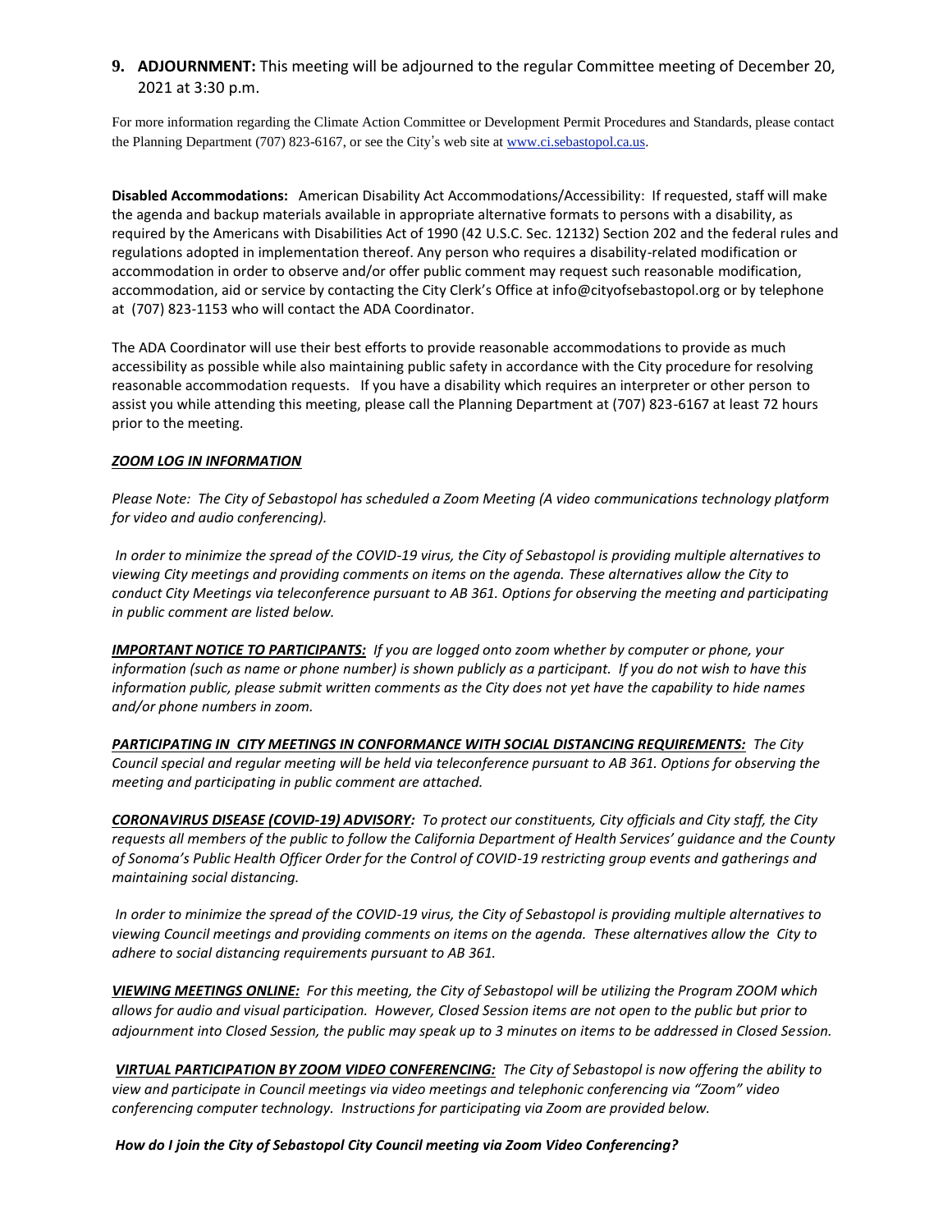**9. ADJOURNMENT:** This meeting will be adjourned to the regular Committee meeting of December 20, 2021 at 3:30 p.m.

For more information regarding the Climate Action Committee or Development Permit Procedures and Standards, please contact the Planning Department (707) 823-6167, or see the City's web site at www.ci.sebastopol.ca.us.

**Disabled Accommodations:** American Disability Act Accommodations/Accessibility: If requested, staff will make the agenda and backup materials available in appropriate alternative formats to persons with a disability, as required by the Americans with Disabilities Act of 1990 (42 U.S.C. Sec. 12132) Section 202 and the federal rules and regulations adopted in implementation thereof. Any person who requires a disability-related modification or accommodation in order to observe and/or offer public comment may request such reasonable modification, accommodation, aid or service by contacting the City Clerk's Office at info@cityofsebastopol.org or by telephone at (707) 823-1153 who will contact the ADA Coordinator.

The ADA Coordinator will use their best efforts to provide reasonable accommodations to provide as much accessibility as possible while also maintaining public safety in accordance with the City procedure for resolving reasonable accommodation requests. If you have a disability which requires an interpreter or other person to assist you while attending this meeting, please call the Planning Department at (707) 823-6167 at least 72 hours prior to the meeting.

***ZOOM LOG IN INFORMATION***

*Please Note: The City of Sebastopol has scheduled a Zoom Meeting (A video communications technology platform for video and audio conferencing).*

*In order to minimize the spread of the COVID-19 virus, the City of Sebastopol is providing multiple alternatives to viewing City meetings and providing comments on items on the agenda. These alternatives allow the City to conduct City Meetings via teleconference pursuant to AB 361. Options for observing the meeting and participating in public comment are listed below.*

***IMPORTANT NOTICE TO PARTICIPANTS:*** *If you are logged onto zoom whether by computer or phone, your information (such as name or phone number) is shown publicly as a participant. If you do not wish to have this information public, please submit written comments as the City does not yet have the capability to hide names and/or phone numbers in zoom.*

***PARTICIPATING IN CITY MEETINGS IN CONFORMANCE WITH SOCIAL DISTANCING REQUIREMENTS:*** *The City Council special and regular meeting will be held via teleconference pursuant to AB 361. Options for observing the meeting and participating in public comment are attached.*

***CORONAVIRUS DISEASE (COVID-19) ADVISORY:*** *To protect our constituents, City officials and City staff, the City requests all members of the public to follow the California Department of Health Services' guidance and the County of Sonoma's Public Health Officer Order for the Control of COVID-19 restricting group events and gatherings and maintaining social distancing.*

*In order to minimize the spread of the COVID-19 virus, the City of Sebastopol is providing multiple alternatives to viewing Council meetings and providing comments on items on the agenda. These alternatives allow the City to adhere to social distancing requirements pursuant to AB 361.*

***VIEWING MEETINGS ONLINE:*** *For this meeting, the City of Sebastopol will be utilizing the Program ZOOM which allows for audio and visual participation. However, Closed Session items are not open to the public but prior to adjournment into Closed Session, the public may speak up to 3 minutes on items to be addressed in Closed Session.*

***VIRTUAL PARTICIPATION BY ZOOM VIDEO CONFERENCING:*** *The City of Sebastopol is now offering the ability to view and participate in Council meetings via video meetings and telephonic conferencing via "Zoom" video conferencing computer technology. Instructions for participating via Zoom are provided below.*

***How do I join the City of Sebastopol City Council meeting via Zoom Video Conferencing?***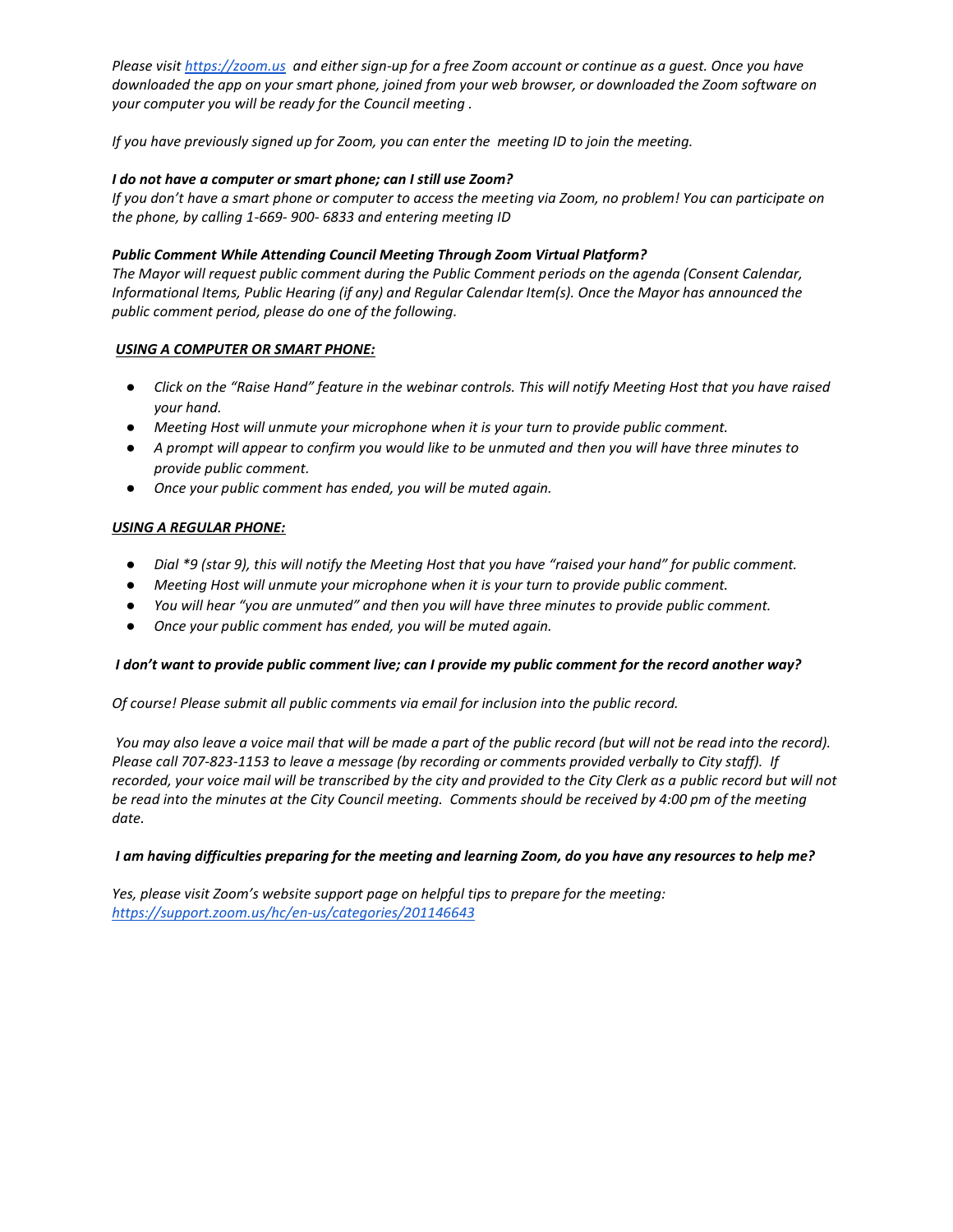*Please visit [https://zoom.us](https://zoom.us) and either sign-up for a free Zoom account or continue as a guest. Once you have downloaded the app on your smart phone, joined from your web browser, or downloaded the Zoom software on your computer you will be ready for the Council meeting .*

*If you have previously signed up for Zoom, you can enter the meeting ID to join the meeting.*

***I do not have a computer or smart phone; can I still use Zoom?***
*If you don't have a smart phone or computer to access the meeting via Zoom, no problem! You can participate on the phone, by calling 1-669- 900- 6833 and entering meeting ID*

***Public Comment While Attending Council Meeting Through Zoom Virtual Platform?***
*The Mayor will request public comment during the Public Comment periods on the agenda (Consent Calendar, Informational Items, Public Hearing (if any) and Regular Calendar Item(s). Once the Mayor has announced the public comment period, please do one of the following.*

***<u>USING A COMPUTER OR SMART PHONE:</u>***

- *Click on the "Raise Hand" feature in the webinar controls. This will notify Meeting Host that you have raised your hand.*
- *Meeting Host will unmute your microphone when it is your turn to provide public comment.*
- *A prompt will appear to confirm you would like to be unmuted and then you will have three minutes to provide public comment.*
- *Once your public comment has ended, you will be muted again.*

***<u>USING A REGULAR PHONE:</u>***

- *Dial *9 (star 9), this will notify the Meeting Host that you have "raised your hand" for public comment.*
- *Meeting Host will unmute your microphone when it is your turn to provide public comment.*
- *You will hear "you are unmuted" and then you will have three minutes to provide public comment.*
- *Once your public comment has ended, you will be muted again.*

***I don't want to provide public comment live; can I provide my public comment for the record another way?***

*Of course! Please submit all public comments via email for inclusion into the public record.*

*You may also leave a voice mail that will be made a part of the public record (but will not be read into the record). Please call 707-823-1153 to leave a message (by recording or comments provided verbally to City staff). If recorded, your voice mail will be transcribed by the city and provided to the City Clerk as a public record but will not be read into the minutes at the City Council meeting. Comments should be received by 4:00 pm of the meeting date.*

***I am having difficulties preparing for the meeting and learning Zoom, do you have any resources to help me?***

*Yes, please visit Zoom's website support page on helpful tips to prepare for the meeting:*
*[https://support.zoom.us/hc/en-us/categories/201146643](https://support.zoom.us/hc/en-us/categories/201146643)*